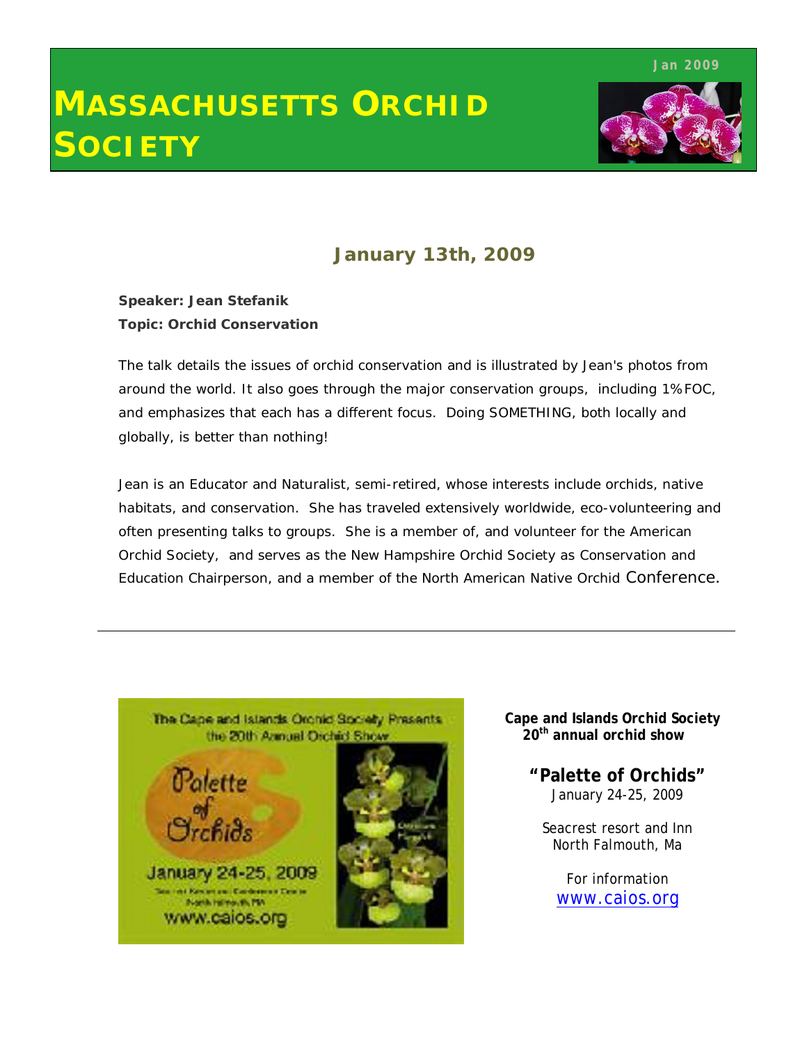Jan 2009

# MASSACHUSETTS ORCHID SOCIETY

## January 13th, 2009

**Speaker: Jean Stefanik**
**Topic: Orchid Conservation**

The talk details the issues of orchid conservation and is illustrated by Jean's photos from around the world. It also goes through the major conservation groups, including 1%FOC, and emphasizes that each has a different focus. Doing SOMETHING, both locally and globally, is better than nothing!

Jean is an Educator and Naturalist, semi-retired, whose interests include orchids, native habitats, and conservation. She has traveled extensively worldwide, eco-volunteering and often presenting talks to groups. She is a member of, and volunteer for the American Orchid Society, and serves as the New Hampshire Orchid Society as Conservation and Education Chairperson, and a member of the North American Native Orchid Conference.

---

**Cape and Islands Orchid Society 20th annual orchid show**

**"Palette of Orchids"**
January 24-25, 2009

Seacrest resort and Inn
North Falmouth, Ma

For information
www.caios.org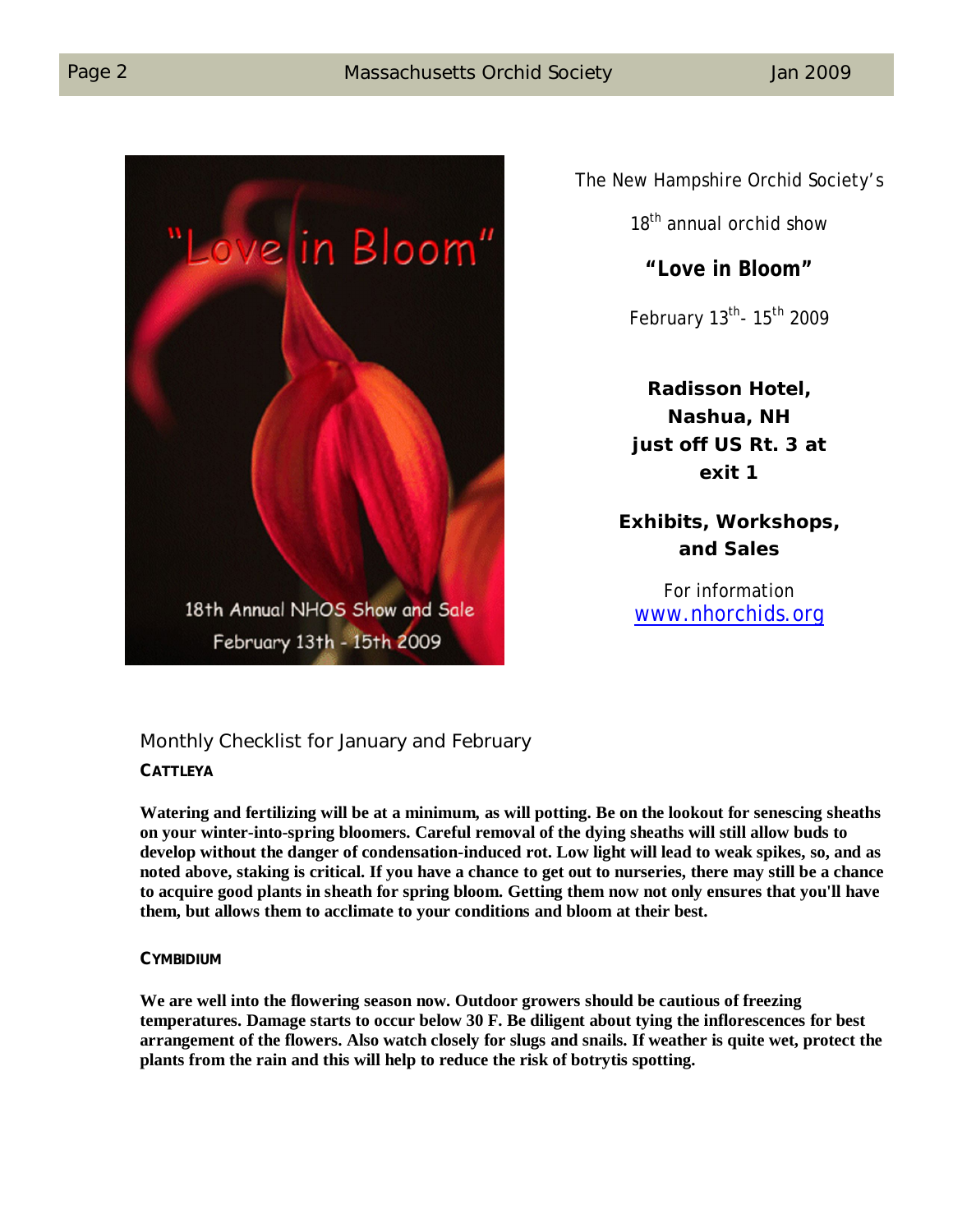The New Hampshire Orchid Society's

18th annual orchid show

**"Love in Bloom"**

February 13th- 15th 2009

**Radisson Hotel, Nashua, NH just off US Rt. 3 at exit 1**

**Exhibits, Workshops, and Sales**

For information
www.nhorchids.org

## Monthly Checklist for January and February

### CATTLEYA

**Watering and fertilizing will be at a minimum, as will potting. Be on the lookout for senescing sheaths on your winter-into-spring bloomers. Careful removal of the dying sheaths will still allow buds to develop without the danger of condensation-induced rot. Low light will lead to weak spikes, so, and as noted above, staking is critical. If you have a chance to get out to nurseries, there may still be a chance to acquire good plants in sheath for spring bloom. Getting them now not only ensures that you'll have them, but allows them to acclimate to your conditions and bloom at their best.**

### CYMBIDIUM

**We are well into the flowering season now. Outdoor growers should be cautious of freezing temperatures. Damage starts to occur below 30 F. Be diligent about tying the inflorescences for best arrangement of the flowers. Also watch closely for slugs and snails. If weather is quite wet, protect the plants from the rain and this will help to reduce the risk of botrytis spotting.**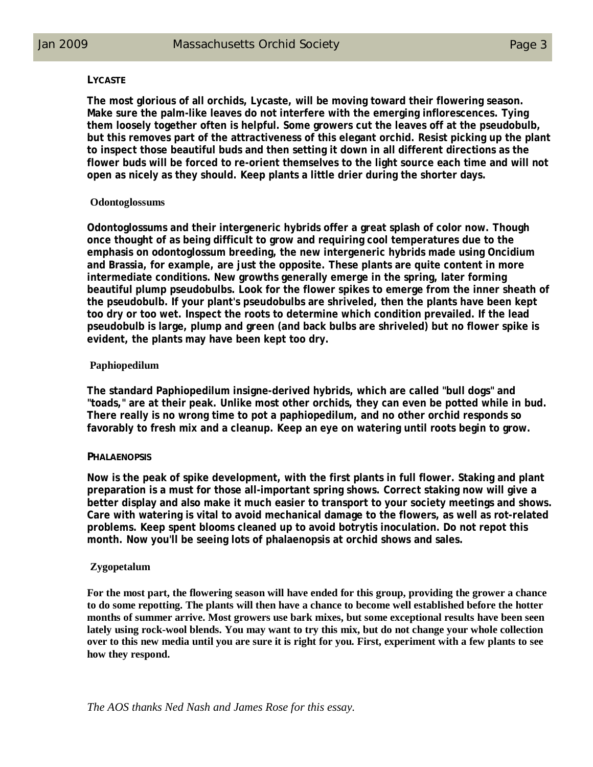### LYCASTE

**The most glorious of all orchids, Lycaste, will be moving toward their flowering season. Make sure the palm-like leaves do not interfere with the emerging inflorescences. Tying them loosely together often is helpful. Some growers cut the leaves off at the pseudobulb, but this removes part of the attractiveness of this elegant orchid. Resist picking up the plant to inspect those beautiful buds and then setting it down in all different directions as the flower buds will be forced to re-orient themselves to the light source each time and will not open as nicely as they should. Keep plants a little drier during the shorter days.**

### Odontoglossums

**Odontoglossums and their intergeneric hybrids offer a great splash of color now. Though once thought of as being difficult to grow and requiring cool temperatures due to the emphasis on odontoglossum breeding, the new intergeneric hybrids made using Oncidium and Brassia, for example, are just the opposite. These plants are quite content in more intermediate conditions. New growths generally emerge in the spring, later forming beautiful plump pseudobulbs. Look for the flower spikes to emerge from the inner sheath of the pseudobulb. If your plant's pseudobulbs are shriveled, then the plants have been kept too dry or too wet. Inspect the roots to determine which condition prevailed. If the lead pseudobulb is large, plump and green (and back bulbs are shriveled) but no flower spike is evident, the plants may have been kept too dry.**

### Paphiopedilum

**The standard Paphiopedilum insigne-derived hybrids, which are called "bull dogs" and "toads," are at their peak. Unlike most other orchids, they can even be potted while in bud. There really is no wrong time to pot a paphiopedilum, and no other orchid responds so favorably to fresh mix and a cleanup. Keep an eye on watering until roots begin to grow.**

### PHALAENOPSIS

**Now is the peak of spike development, with the first plants in full flower. Staking and plant preparation is a must for those all-important spring shows. Correct staking now will give a better display and also make it much easier to transport to your society meetings and shows. Care with watering is vital to avoid mechanical damage to the flowers, as well as rot-related problems. Keep spent blooms cleaned up to avoid botrytis inoculation. Do not repot this month. Now you'll be seeing lots of phalaenopsis at orchid shows and sales.**

### Zygopetalum

**For the most part, the flowering season will have ended for this group, providing the grower a chance to do some repotting. The plants will then have a chance to become well established before the hotter months of summer arrive. Most growers use bark mixes, but some exceptional results have been seen lately using rock-wool blends. You may want to try this mix, but do not change your whole collection over to this new media until you are sure it is right for you. First, experiment with a few plants to see how they respond.**

*The AOS thanks Ned Nash and James Rose for this essay.*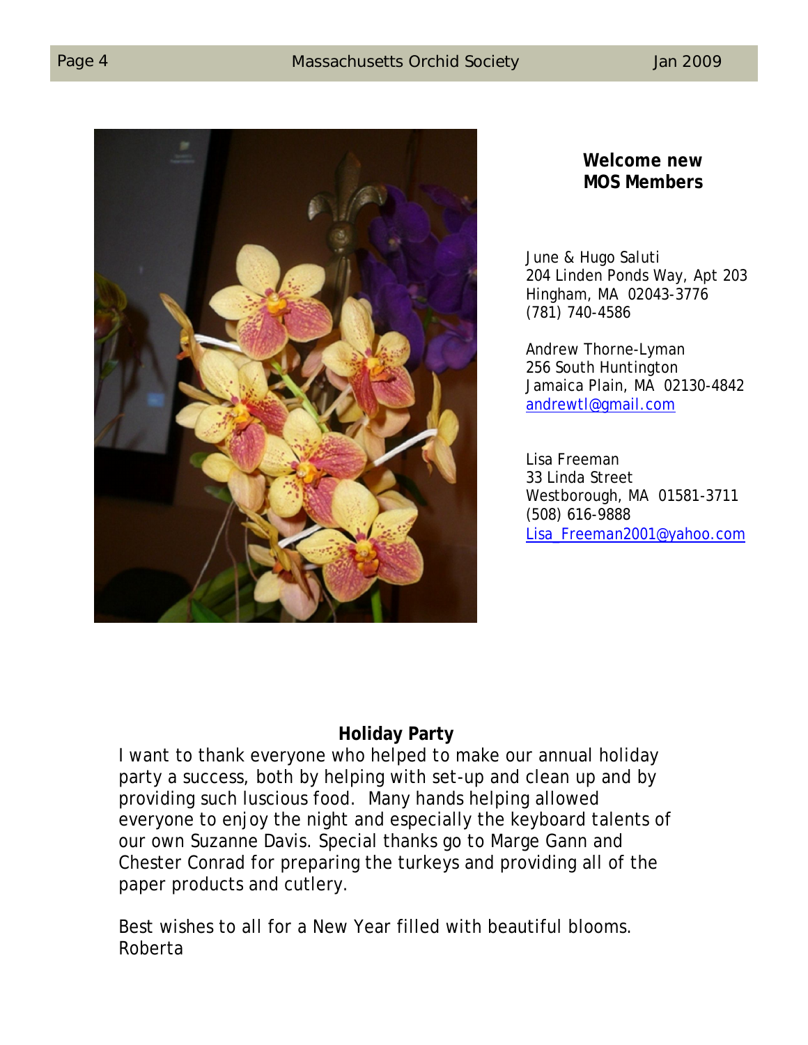**Welcome new MOS Members**

June & Hugo Saluti
204 Linden Ponds Way, Apt 203
Hingham, MA 02043-3776
(781) 740-4586

Andrew Thorne-Lyman
256 South Huntington
Jamaica Plain, MA 02130-4842
andrewtl@gmail.com

Lisa Freeman
33 Linda Street
Westborough, MA 01581-3711
(508) 616-9888
Lisa_Freeman2001@yahoo.com

**Holiday Party**

I want to thank everyone who helped to make our annual holiday party a success, both by helping with set-up and clean up and by providing such luscious food. Many hands helping allowed everyone to enjoy the night and especially the keyboard talents of our own Suzanne Davis. Special thanks go to Marge Gann and Chester Conrad for preparing the turkeys and providing all of the paper products and cutlery.

Best wishes to all for a New Year filled with beautiful blooms.
Roberta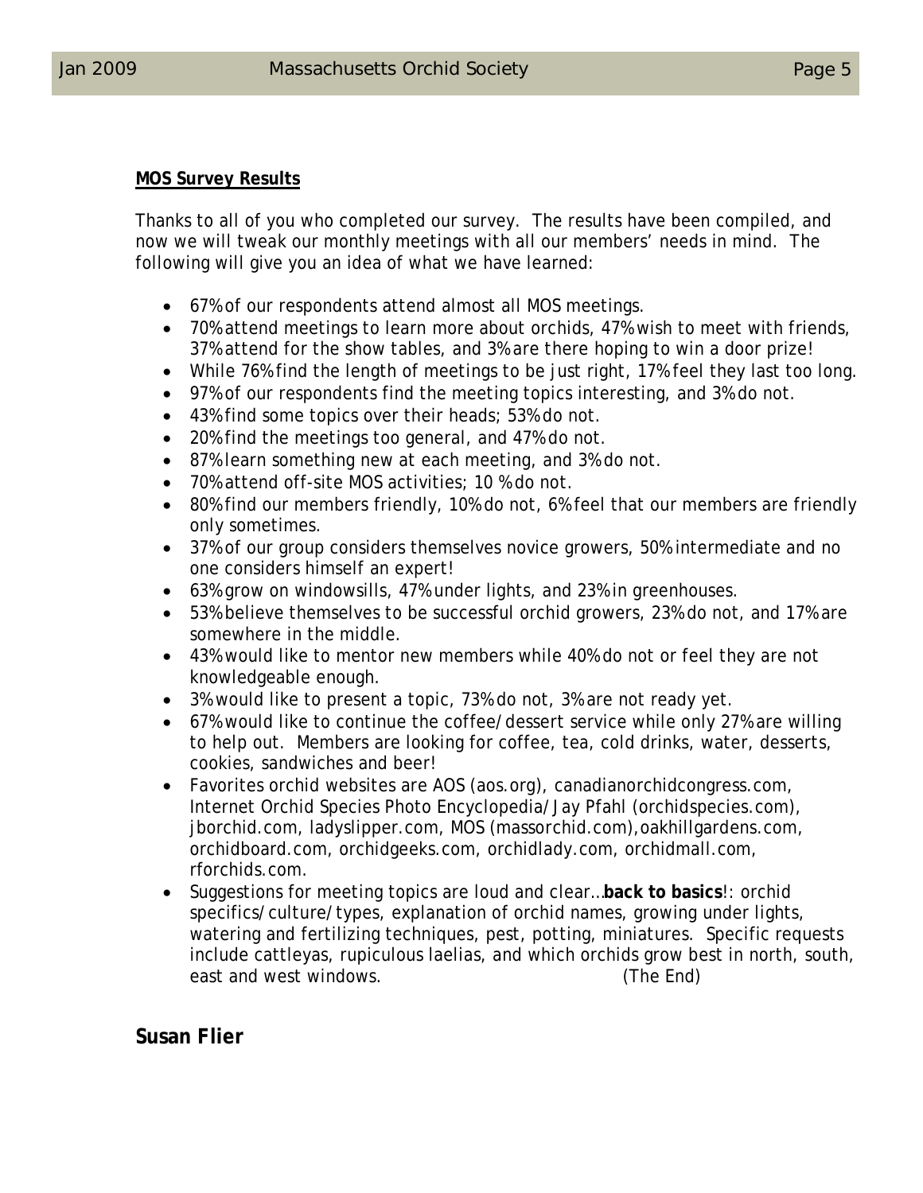**MOS Survey Results**

Thanks to all of you who completed our survey. The results have been compiled, and now we will tweak our monthly meetings with all our members' needs in mind. The following will give you an idea of what we have learned:

- 67% of our respondents attend almost all MOS meetings.
- 70% attend meetings to learn more about orchids, 47% wish to meet with friends, 37% attend for the show tables, and 3% are there hoping to win a door prize!
- While 76% find the length of meetings to be just right, 17% feel they last too long.
- 97% of our respondents find the meeting topics interesting, and 3% do not.
- 43% find some topics over their heads; 53% do not.
- 20% find the meetings too general, and 47% do not.
- 87% learn something new at each meeting, and 3% do not.
- 70% attend off-site MOS activities; 10 % do not.
- 80% find our members friendly, 10% do not, 6% feel that our members are friendly only sometimes.
- 37% of our group considers themselves novice growers, 50% intermediate and no one considers himself an expert!
- 63% grow on windowsills, 47% under lights, and 23% in greenhouses.
- 53% believe themselves to be successful orchid growers, 23% do not, and 17% are somewhere in the middle.
- 43% would like to mentor new members while 40% do not or feel they are not knowledgeable enough.
- 3% would like to present a topic, 73% do not, 3% are not ready yet.
- 67% would like to continue the coffee/dessert service while only 27% are willing to help out. Members are looking for coffee, tea, cold drinks, water, desserts, cookies, sandwiches and beer!
- Favorites orchid websites are AOS (aos.org), canadianorchidcongress.com, Internet Orchid Species Photo Encyclopedia/Jay Pfahl (orchidspecies.com), jborchid.com, ladyslipper.com, MOS (massorchid.com),oakhillgardens.com, orchidboard.com, orchidgeeks.com, orchidlady.com, orchidmall.com, rforchids.com.
- Suggestions for meeting topics are loud and clear…**back to basics**!: orchid specifics/culture/types, explanation of orchid names, growing under lights, watering and fertilizing techniques, pest, potting, miniatures. Specific requests include cattleyas, rupiculous laelias, and which orchids grow best in north, south, east and west windows. (The End)

**Susan Flier**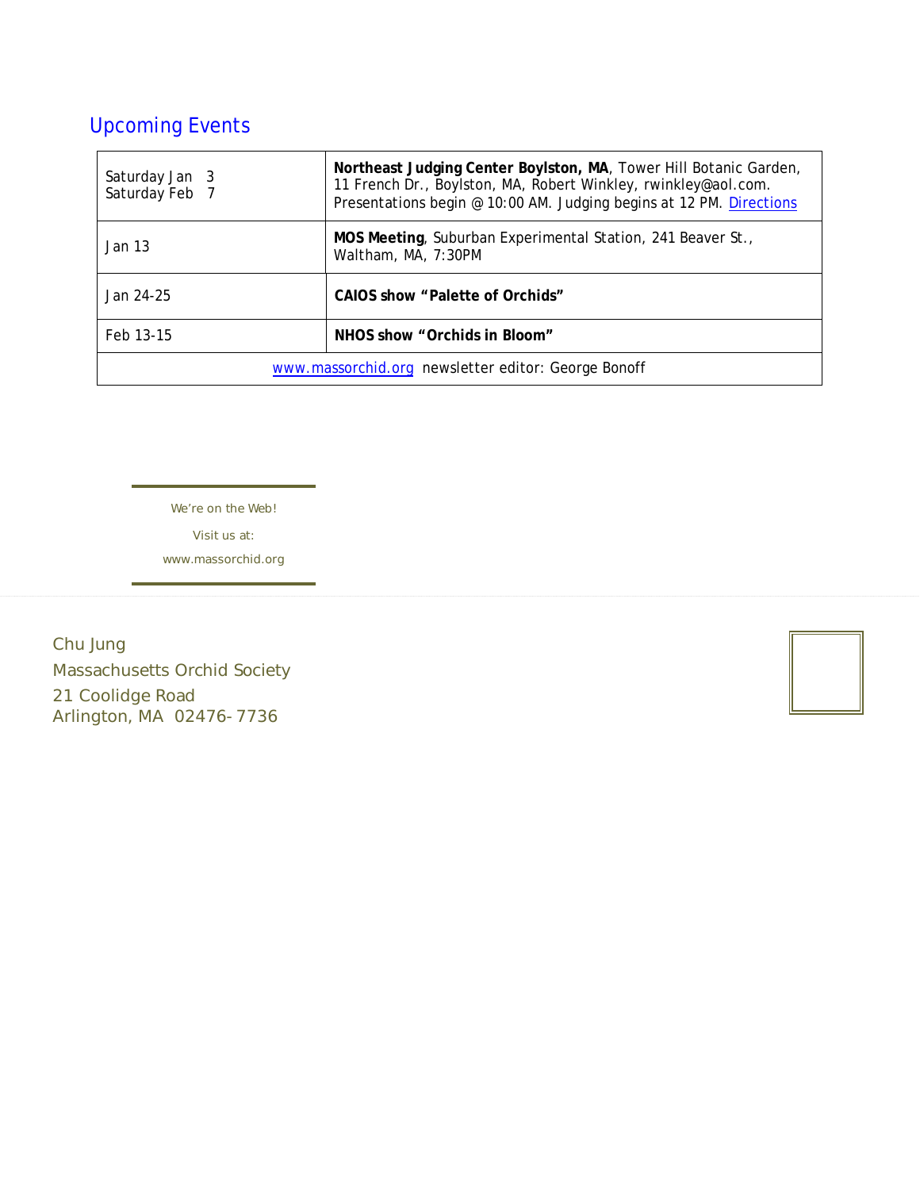## Upcoming Events

| | |
|---|---|
| Saturday Jan 3<br>Saturday Feb 7 | **Northeast Judging Center Boylston, MA**, Tower Hill Botanic Garden, 11 French Dr., Boylston, MA, Robert Winkley, rwinkley@aol.com. Presentations begin @ 10:00 AM. Judging begins at 12 PM. Directions |
| Jan 13 | **MOS Meeting**, Suburban Experimental Station, 241 Beaver St., Waltham, MA, 7:30PM |
| Jan 24-25 | **CAIOS show "Palette of Orchids"** |
| Feb 13-15 | **NHOS show "Orchids in Bloom"** |
| www.massorchid.org newsletter editor: George Bonoff | |

We're on the Web!

Visit us at:

www.massorchid.org

Chu Jung
Massachusetts Orchid Society
21 Coolidge Road
Arlington, MA 02476-7736